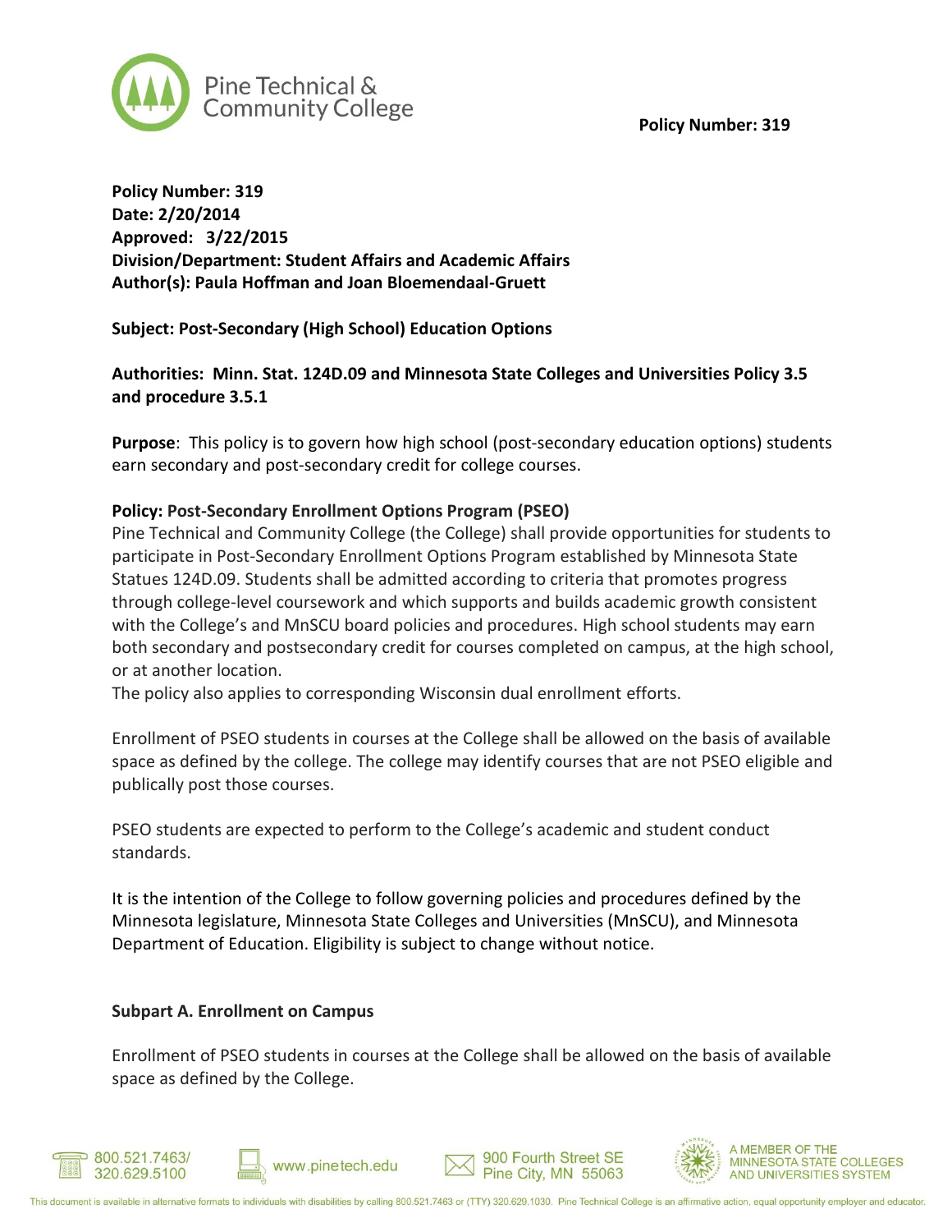**Policy Number: 319**
**Date: 2/20/2014**
**Approved: 3/22/2015**
**Division/Department: Student Affairs and Academic Affairs**
**Author(s): Paula Hoffman and Joan Bloemendaal-Gruett**

**Subject: Post-Secondary (High School) Education Options**

**Authorities: Minn. Stat. 124D.09 and Minnesota State Colleges and Universities Policy 3.5 and procedure 3.5.1**

**Purpose**: This policy is to govern how high school (post-secondary education options) students earn secondary and post-secondary credit for college courses.

**Policy: Post-Secondary Enrollment Options Program (PSEO)**

Pine Technical and Community College (the College) shall provide opportunities for students to participate in Post-Secondary Enrollment Options Program established by Minnesota State Statues 124D.09. Students shall be admitted according to criteria that promotes progress through college-level coursework and which supports and builds academic growth consistent with the College's and MnSCU board policies and procedures. High school students may earn both secondary and postsecondary credit for courses completed on campus, at the high school, or at another location.

The policy also applies to corresponding Wisconsin dual enrollment efforts.

Enrollment of PSEO students in courses at the College shall be allowed on the basis of available space as defined by the college. The college may identify courses that are not PSEO eligible and publically post those courses.

PSEO students are expected to perform to the College's academic and student conduct standards.

It is the intention of the College to follow governing policies and procedures defined by the Minnesota legislature, Minnesota State Colleges and Universities (MnSCU), and Minnesota Department of Education. Eligibility is subject to change without notice.

**Subpart A. Enrollment on Campus**

Enrollment of PSEO students in courses at the College shall be allowed on the basis of available space as defined by the College.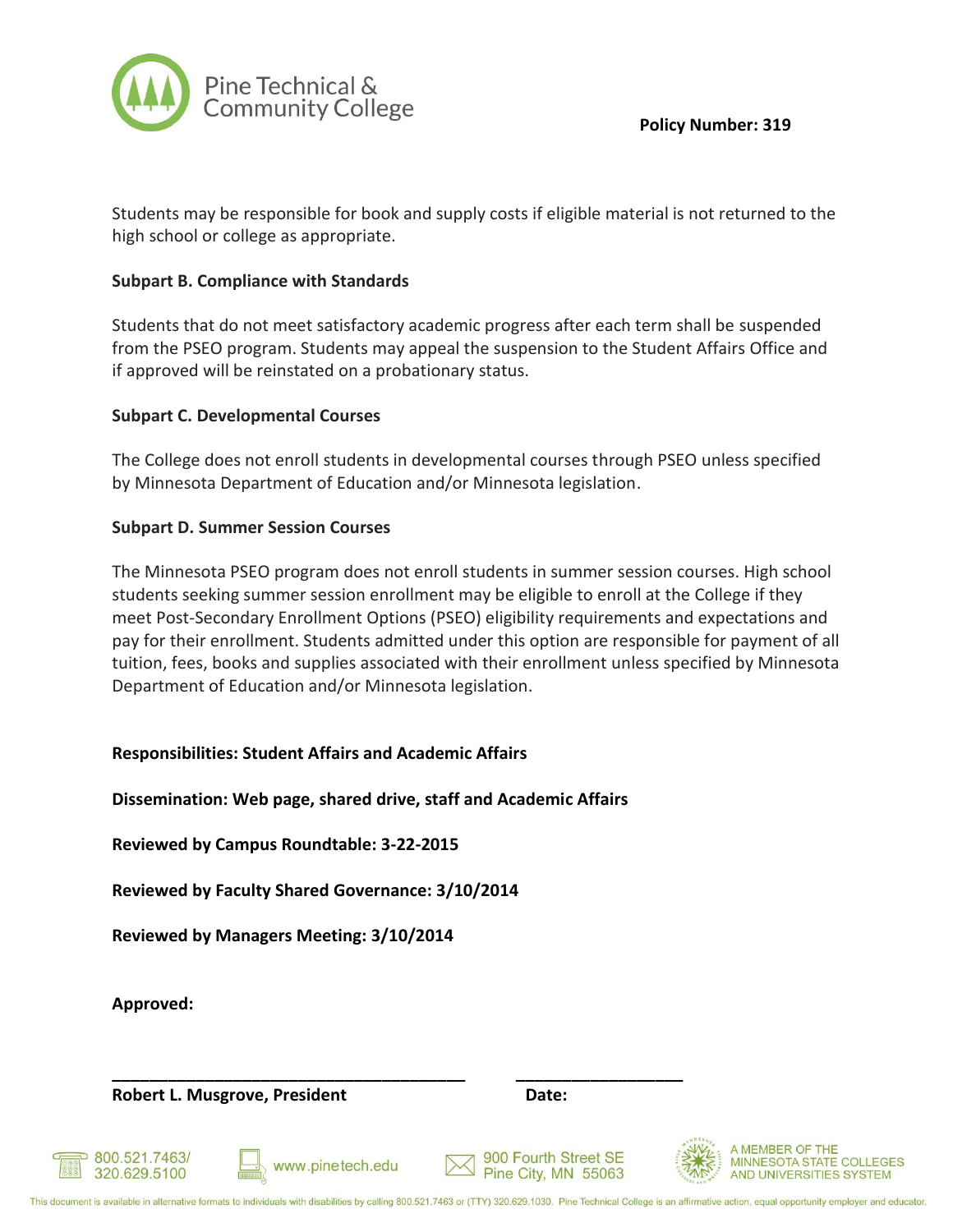Students may be responsible for book and supply costs if eligible material is not returned to the high school or college as appropriate.

**Subpart B. Compliance with Standards**

Students that do not meet satisfactory academic progress after each term shall be suspended from the PSEO program. Students may appeal the suspension to the Student Affairs Office and if approved will be reinstated on a probationary status.

**Subpart C. Developmental Courses**

The College does not enroll students in developmental courses through PSEO unless specified by Minnesota Department of Education and/or Minnesota legislation.

**Subpart D. Summer Session Courses**

The Minnesota PSEO program does not enroll students in summer session courses. High school students seeking summer session enrollment may be eligible to enroll at the College if they meet Post-Secondary Enrollment Options (PSEO) eligibility requirements and expectations and pay for their enrollment. Students admitted under this option are responsible for payment of all tuition, fees, books and supplies associated with their enrollment unless specified by Minnesota Department of Education and/or Minnesota legislation.

**Responsibilities: Student Affairs and Academic Affairs**

**Dissemination: Web page, shared drive, staff and Academic Affairs**

**Reviewed by Campus Roundtable: 3-22-2015**

**Reviewed by Faculty Shared Governance: 3/10/2014**

**Reviewed by Managers Meeting: 3/10/2014**

**Approved:**

\_\_\_\_\_\_\_\_\_\_\_\_\_\_\_\_\_\_\_\_\_\_\_\_\_\_\_\_\_\_\_\_\_\_\_\_\_\_\_\_ \_\_\_\_\_\_\_\_\_\_\_\_\_\_\_\_\_\_\_\_

**Robert L. Musgrove, President** **Date:**